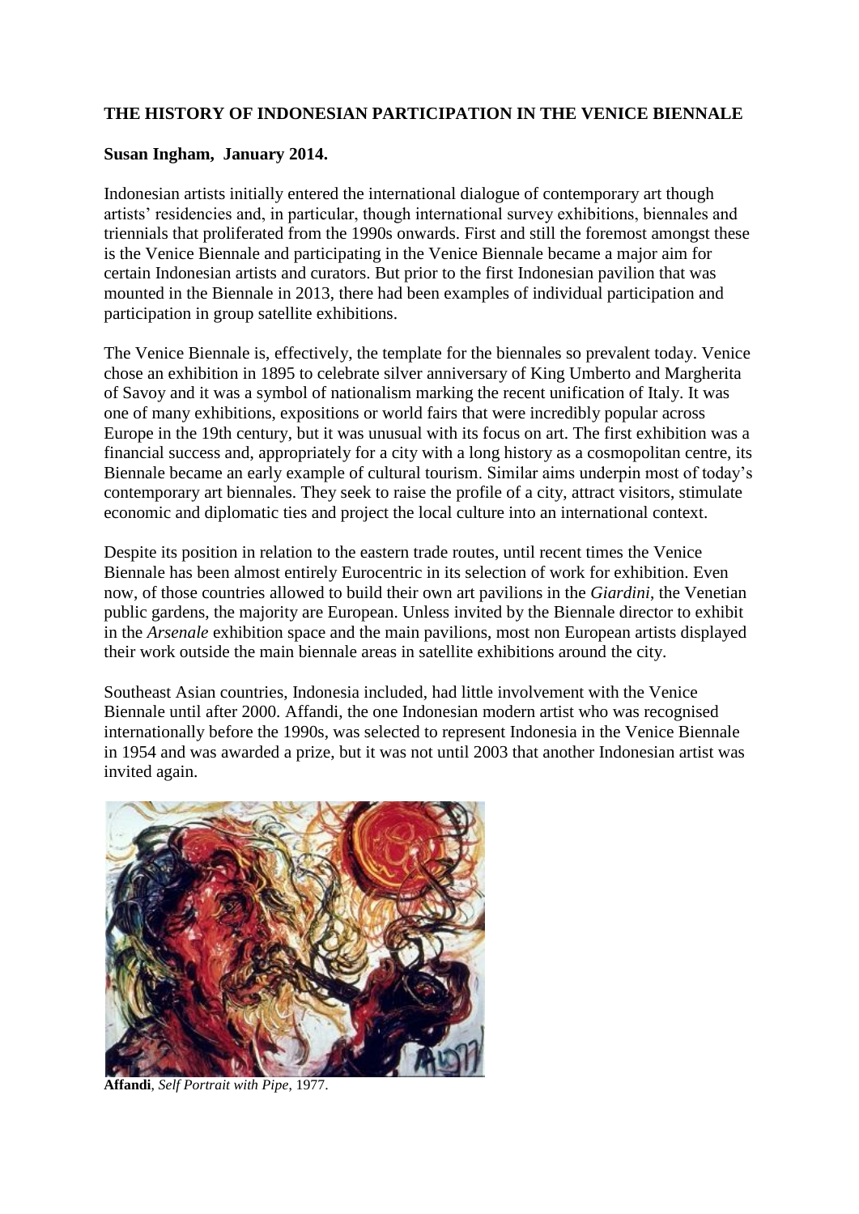**THE HISTORY OF INDONESIAN PARTICIPATION IN THE VENICE BIENNALE**

**Susan Ingham, January 2014.**

Indonesian artists initially entered the international dialogue of contemporary art though artists' residencies and, in particular, though international survey exhibitions, biennales and triennials that proliferated from the 1990s onwards. First and still the foremost amongst these is the Venice Biennale and participating in the Venice Biennale became a major aim for certain Indonesian artists and curators. But prior to the first Indonesian pavilion that was mounted in the Biennale in 2013, there had been examples of individual participation and participation in group satellite exhibitions.

The Venice Biennale is, effectively, the template for the biennales so prevalent today. Venice chose an exhibition in 1895 to celebrate silver anniversary of King Umberto and Margherita of Savoy and it was a symbol of nationalism marking the recent unification of Italy. It was one of many exhibitions, expositions or world fairs that were incredibly popular across Europe in the 19th century, but it was unusual with its focus on art. The first exhibition was a financial success and, appropriately for a city with a long history as a cosmopolitan centre, its Biennale became an early example of cultural tourism. Similar aims underpin most of today's contemporary art biennales. They seek to raise the profile of a city, attract visitors, stimulate economic and diplomatic ties and project the local culture into an international context.

Despite its position in relation to the eastern trade routes, until recent times the Venice Biennale has been almost entirely Eurocentric in its selection of work for exhibition. Even now, of those countries allowed to build their own art pavilions in the *Giardini*, the Venetian public gardens, the majority are European. Unless invited by the Biennale director to exhibit in the *Arsenale* exhibition space and the main pavilions, most non European artists displayed their work outside the main biennale areas in satellite exhibitions around the city.

Southeast Asian countries, Indonesia included, had little involvement with the Venice Biennale until after 2000. Affandi, the one Indonesian modern artist who was recognised internationally before the 1990s, was selected to represent Indonesia in the Venice Biennale in 1954 and was awarded a prize, but it was not until 2003 that another Indonesian artist was invited again.

**Affandi**, *Self Portrait with Pipe*, 1977.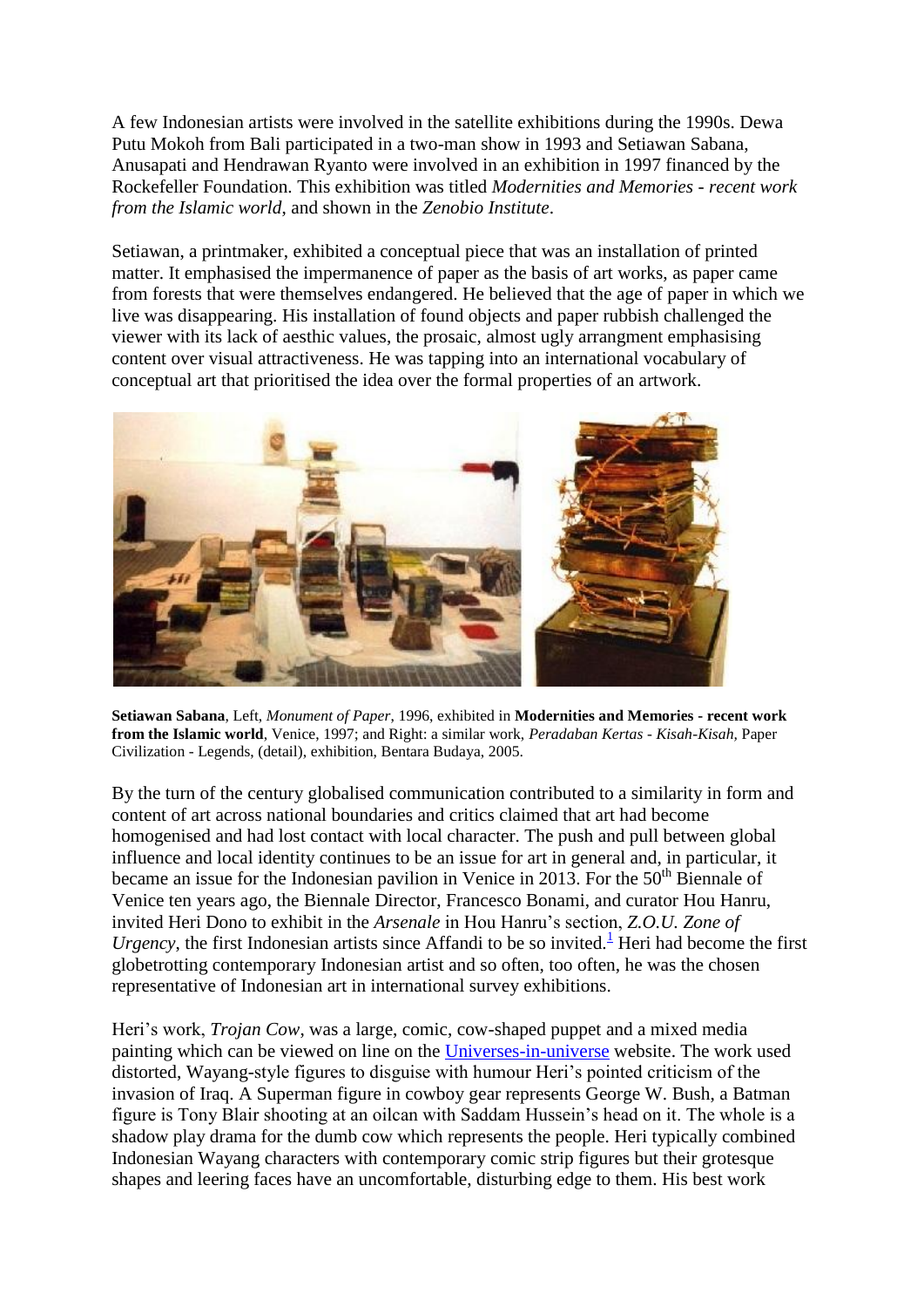A few Indonesian artists were involved in the satellite exhibitions during the 1990s. Dewa Putu Mokoh from Bali participated in a two-man show in 1993 and Setiawan Sabana, Anusapati and Hendrawan Ryanto were involved in an exhibition in 1997 financed by the Rockefeller Foundation. This exhibition was titled *Modernities and Memories - recent work from the Islamic world*, and shown in the *Zenobio Institute*.

Setiawan, a printmaker, exhibited a conceptual piece that was an installation of printed matter. It emphasised the impermanence of paper as the basis of art works, as paper came from forests that were themselves endangered. He believed that the age of paper in which we live was disappearing. His installation of found objects and paper rubbish challenged the viewer with its lack of aesthic values, the prosaic, almost ugly arrangment emphasising content over visual attractiveness. He was tapping into an international vocabulary of conceptual art that prioritised the idea over the formal properties of an artwork.

**Setiawan Sabana**, Left, *Monument of Paper*, 1996, exhibited in **Modernities and Memories - recent work from the Islamic world**, Venice, 1997; and Right: a similar work, *Peradaban Kertas - Kisah-Kisah,* Paper Civilization - Legends, (detail), exhibition, Bentara Budaya, 2005.

By the turn of the century globalised communication contributed to a similarity in form and content of art across national boundaries and critics claimed that art had become homogenised and had lost contact with local character. The push and pull between global influence and local identity continues to be an issue for art in general and, in particular, it became an issue for the Indonesian pavilion in Venice in 2013. For the 50th Biennale of Venice ten years ago, the Biennale Director, Francesco Bonami, and curator Hou Hanru, invited Heri Dono to exhibit in the *Arsenale* in Hou Hanru's section, *Z.O.U. Zone of Urgency*, the first Indonesian artists since Affandi to be so invited.[1] Heri had become the first globetrotting contemporary Indonesian artist and so often, too often, he was the chosen representative of Indonesian art in international survey exhibitions.

Heri's work, *Trojan Cow*, was a large, comic, cow-shaped puppet and a mixed media painting which can be viewed on line on the Universes-in-universe website. The work used distorted, Wayang-style figures to disguise with humour Heri's pointed criticism of the invasion of Iraq. A Superman figure in cowboy gear represents George W. Bush, a Batman figure is Tony Blair shooting at an oilcan with Saddam Hussein's head on it. The whole is a shadow play drama for the dumb cow which represents the people. Heri typically combined Indonesian Wayang characters with contemporary comic strip figures but their grotesque shapes and leering faces have an uncomfortable, disturbing edge to them. His best work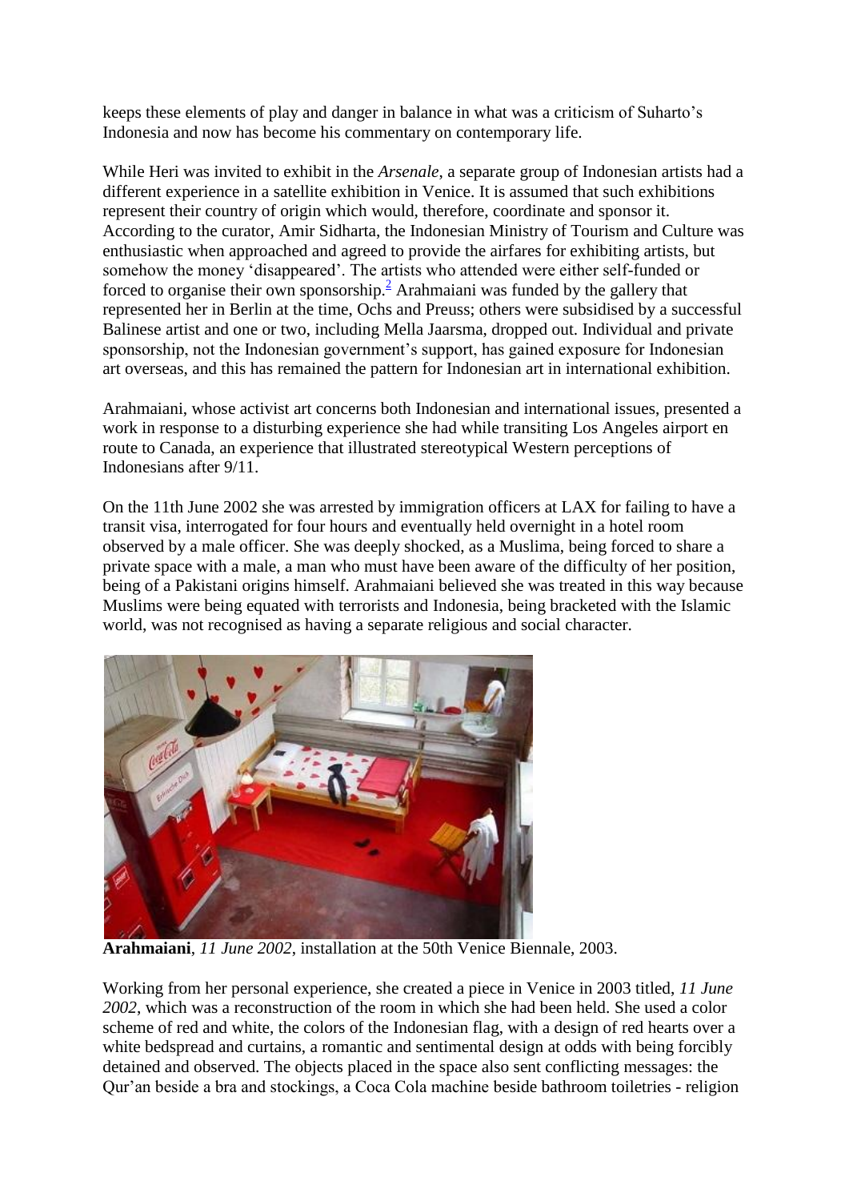keeps these elements of play and danger in balance in what was a criticism of Suharto's Indonesia and now has become his commentary on contemporary life.

While Heri was invited to exhibit in the *Arsenale*, a separate group of Indonesian artists had a different experience in a satellite exhibition in Venice. It is assumed that such exhibitions represent their country of origin which would, therefore, coordinate and sponsor it. According to the curator, Amir Sidharta, the Indonesian Ministry of Tourism and Culture was enthusiastic when approached and agreed to provide the airfares for exhibiting artists, but somehow the money 'disappeared'. The artists who attended were either self-funded or forced to organise their own sponsorship.[2] Arahmaiani was funded by the gallery that represented her in Berlin at the time, Ochs and Preuss; others were subsidised by a successful Balinese artist and one or two, including Mella Jaarsma, dropped out. Individual and private sponsorship, not the Indonesian government's support, has gained exposure for Indonesian art overseas, and this has remained the pattern for Indonesian art in international exhibition.

Arahmaiani, whose activist art concerns both Indonesian and international issues, presented a work in response to a disturbing experience she had while transiting Los Angeles airport en route to Canada, an experience that illustrated stereotypical Western perceptions of Indonesians after 9/11.

On the 11th June 2002 she was arrested by immigration officers at LAX for failing to have a transit visa, interrogated for four hours and eventually held overnight in a hotel room observed by a male officer. She was deeply shocked, as a Muslima, being forced to share a private space with a male, a man who must have been aware of the difficulty of her position, being of a Pakistani origins himself. Arahmaiani believed she was treated in this way because Muslims were being equated with terrorists and Indonesia, being bracketed with the Islamic world, was not recognised as having a separate religious and social character.

**Arahmaiani**, *11 June 2002*, installation at the 50th Venice Biennale, 2003.

Working from her personal experience, she created a piece in Venice in 2003 titled, *11 June 2002*, which was a reconstruction of the room in which she had been held. She used a color scheme of red and white, the colors of the Indonesian flag, with a design of red hearts over a white bedspread and curtains, a romantic and sentimental design at odds with being forcibly detained and observed. The objects placed in the space also sent conflicting messages: the Qur'an beside a bra and stockings, a Coca Cola machine beside bathroom toiletries - religion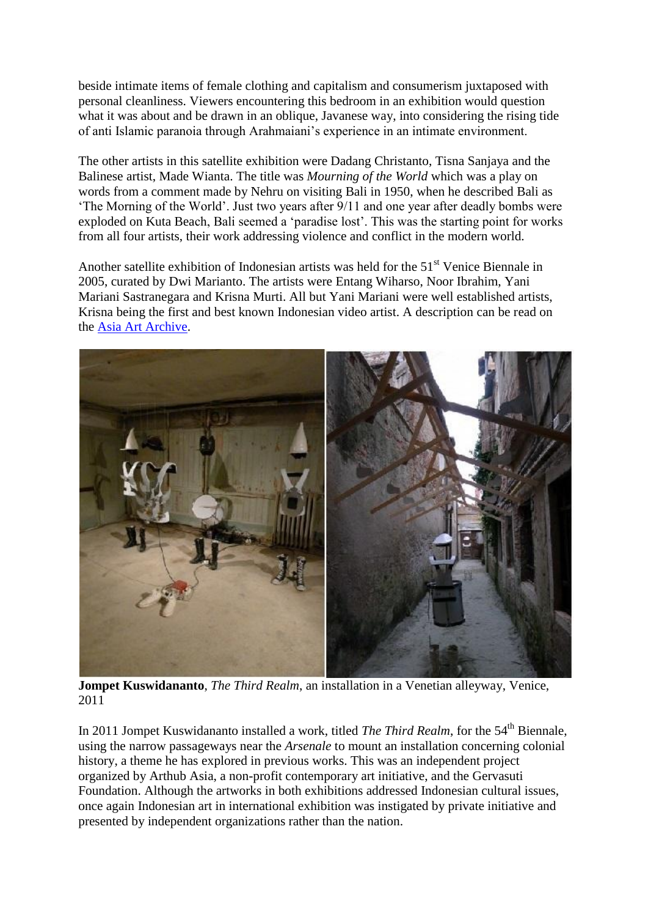beside intimate items of female clothing and capitalism and consumerism juxtaposed with personal cleanliness. Viewers encountering this bedroom in an exhibition would question what it was about and be drawn in an oblique, Javanese way, into considering the rising tide of anti Islamic paranoia through Arahmaiani's experience in an intimate environment.

The other artists in this satellite exhibition were Dadang Christanto, Tisna Sanjaya and the Balinese artist, Made Wianta. The title was *Mourning of the World* which was a play on words from a comment made by Nehru on visiting Bali in 1950, when he described Bali as 'The Morning of the World'. Just two years after 9/11 and one year after deadly bombs were exploded on Kuta Beach, Bali seemed a 'paradise lost'. This was the starting point for works from all four artists, their work addressing violence and conflict in the modern world.

Another satellite exhibition of Indonesian artists was held for the 51st Venice Biennale in 2005, curated by Dwi Marianto. The artists were Entang Wiharso, Noor Ibrahim, Yani Mariani Sastranegara and Krisna Murti. All but Yani Mariani were well established artists, Krisna being the first and best known Indonesian video artist. A description can be read on the Asia Art Archive.

**Jompet Kuswidananto**, *The Third Realm*, an installation in a Venetian alleyway, Venice, 2011

In 2011 Jompet Kuswidananto installed a work, titled *The Third Realm*, for the 54th Biennale, using the narrow passageways near the *Arsenale* to mount an installation concerning colonial history, a theme he has explored in previous works. This was an independent project organized by Arthub Asia, a non-profit contemporary art initiative, and the Gervasuti Foundation. Although the artworks in both exhibitions addressed Indonesian cultural issues, once again Indonesian art in international exhibition was instigated by private initiative and presented by independent organizations rather than the nation.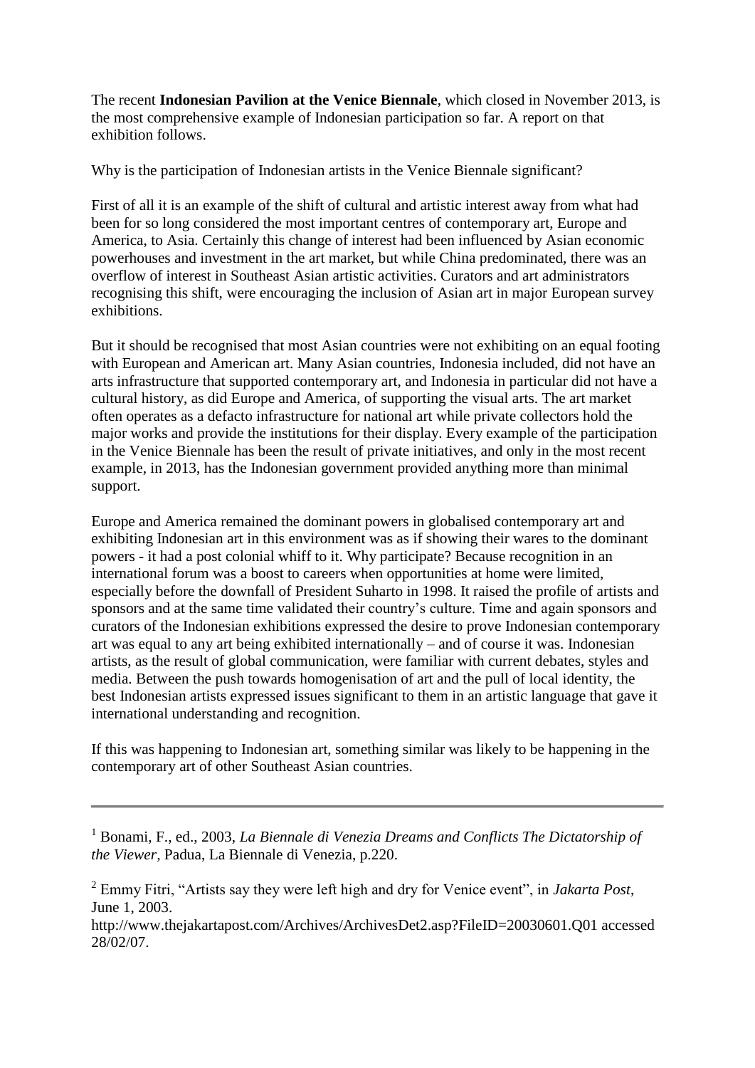The recent **Indonesian Pavilion at the Venice Biennale**, which closed in November 2013, is the most comprehensive example of Indonesian participation so far. A report on that exhibition follows.

Why is the participation of Indonesian artists in the Venice Biennale significant?

First of all it is an example of the shift of cultural and artistic interest away from what had been for so long considered the most important centres of contemporary art, Europe and America, to Asia. Certainly this change of interest had been influenced by Asian economic powerhouses and investment in the art market, but while China predominated, there was an overflow of interest in Southeast Asian artistic activities. Curators and art administrators recognising this shift, were encouraging the inclusion of Asian art in major European survey exhibitions.

But it should be recognised that most Asian countries were not exhibiting on an equal footing with European and American art. Many Asian countries, Indonesia included, did not have an arts infrastructure that supported contemporary art, and Indonesia in particular did not have a cultural history, as did Europe and America, of supporting the visual arts. The art market often operates as a defacto infrastructure for national art while private collectors hold the major works and provide the institutions for their display. Every example of the participation in the Venice Biennale has been the result of private initiatives, and only in the most recent example, in 2013, has the Indonesian government provided anything more than minimal support.

Europe and America remained the dominant powers in globalised contemporary art and exhibiting Indonesian art in this environment was as if showing their wares to the dominant powers - it had a post colonial whiff to it. Why participate? Because recognition in an international forum was a boost to careers when opportunities at home were limited, especially before the downfall of President Suharto in 1998. It raised the profile of artists and sponsors and at the same time validated their country's culture. Time and again sponsors and curators of the Indonesian exhibitions expressed the desire to prove Indonesian contemporary art was equal to any art being exhibited internationally – and of course it was. Indonesian artists, as the result of global communication, were familiar with current debates, styles and media. Between the push towards homogenisation of art and the pull of local identity, the best Indonesian artists expressed issues significant to them in an artistic language that gave it international understanding and recognition.

If this was happening to Indonesian art, something similar was likely to be happening in the contemporary art of other Southeast Asian countries.

---

[1] Bonami, F., ed., 2003, *La Biennale di Venezia Dreams and Conflicts The Dictatorship of the Viewer*, Padua, La Biennale di Venezia, p.220.

[2] Emmy Fitri, "Artists say they were left high and dry for Venice event", in *Jakarta Post*, June 1, 2003. http://www.thejakartapost.com/Archives/ArchivesDet2.asp?FileID=20030601.Q01 accessed 28/02/07.